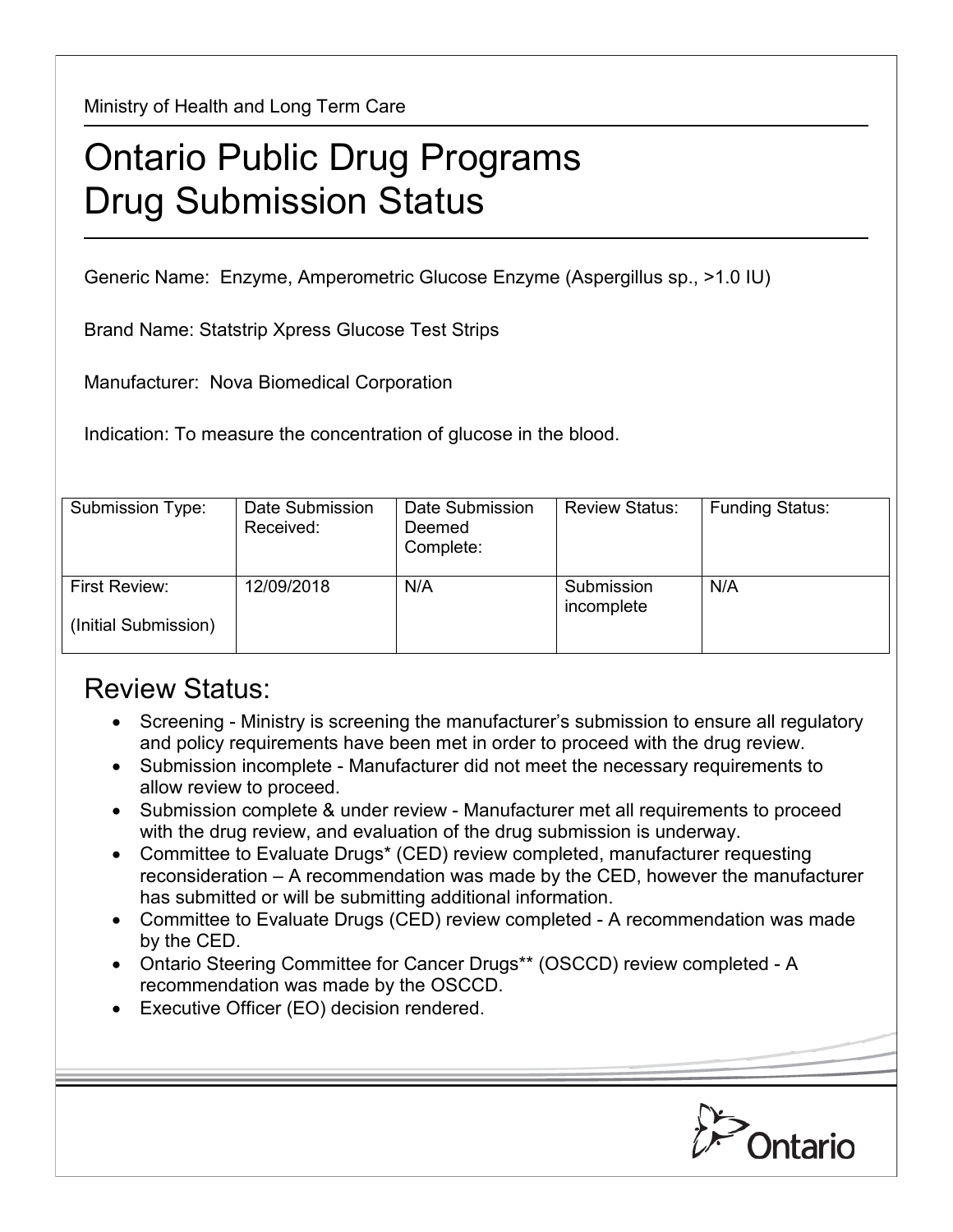Ministry of Health and Long Term Care

# Ontario Public Drug Programs Drug Submission Status

Generic Name: Enzyme, Amperometric Glucose Enzyme (Aspergillus sp., >1.0 IU)

Brand Name: Statstrip Xpress Glucose Test Strips

Manufacturer: Nova Biomedical Corporation

Indication: To measure the concentration of glucose in the blood.

| Submission Type: | Date Submission Received: | Date Submission Deemed Complete: | Review Status: | Funding Status: |
|---|---|---|---|---|
| First Review: (Initial Submission) | 12/09/2018 | N/A | Submission incomplete | N/A |

## Review Status:

- Screening - Ministry is screening the manufacturer's submission to ensure all regulatory and policy requirements have been met in order to proceed with the drug review.
- Submission incomplete - Manufacturer did not meet the necessary requirements to allow review to proceed.
- Submission complete & under review - Manufacturer met all requirements to proceed with the drug review, and evaluation of the drug submission is underway.
- Committee to Evaluate Drugs* (CED) review completed, manufacturer requesting reconsideration – A recommendation was made by the CED, however the manufacturer has submitted or will be submitting additional information.
- Committee to Evaluate Drugs (CED) review completed - A recommendation was made by the CED.
- Ontario Steering Committee for Cancer Drugs** (OSCCD) review completed - A recommendation was made by the OSCCD.
- Executive Officer (EO) decision rendered.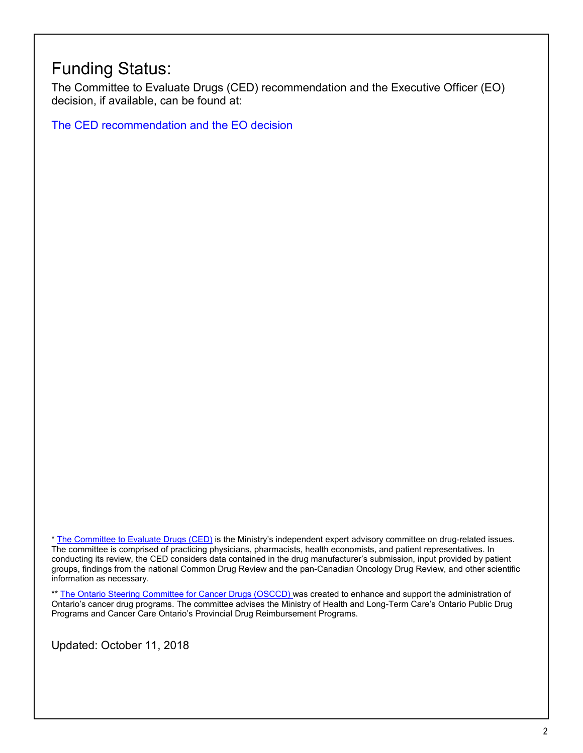# Funding Status:

The Committee to Evaluate Drugs (CED) recommendation and the Executive Officer (EO) decision, if available, can be found at:

The CED recommendation and the EO decision

* The Committee to Evaluate Drugs (CED) is the Ministry's independent expert advisory committee on drug-related issues. The committee is comprised of practicing physicians, pharmacists, health economists, and patient representatives. In conducting its review, the CED considers data contained in the drug manufacturer's submission, input provided by patient groups, findings from the national Common Drug Review and the pan-Canadian Oncology Drug Review, and other scientific information as necessary.

** The Ontario Steering Committee for Cancer Drugs (OSCCD) was created to enhance and support the administration of Ontario's cancer drug programs. The committee advises the Ministry of Health and Long-Term Care's Ontario Public Drug Programs and Cancer Care Ontario's Provincial Drug Reimbursement Programs.

Updated: October 11, 2018